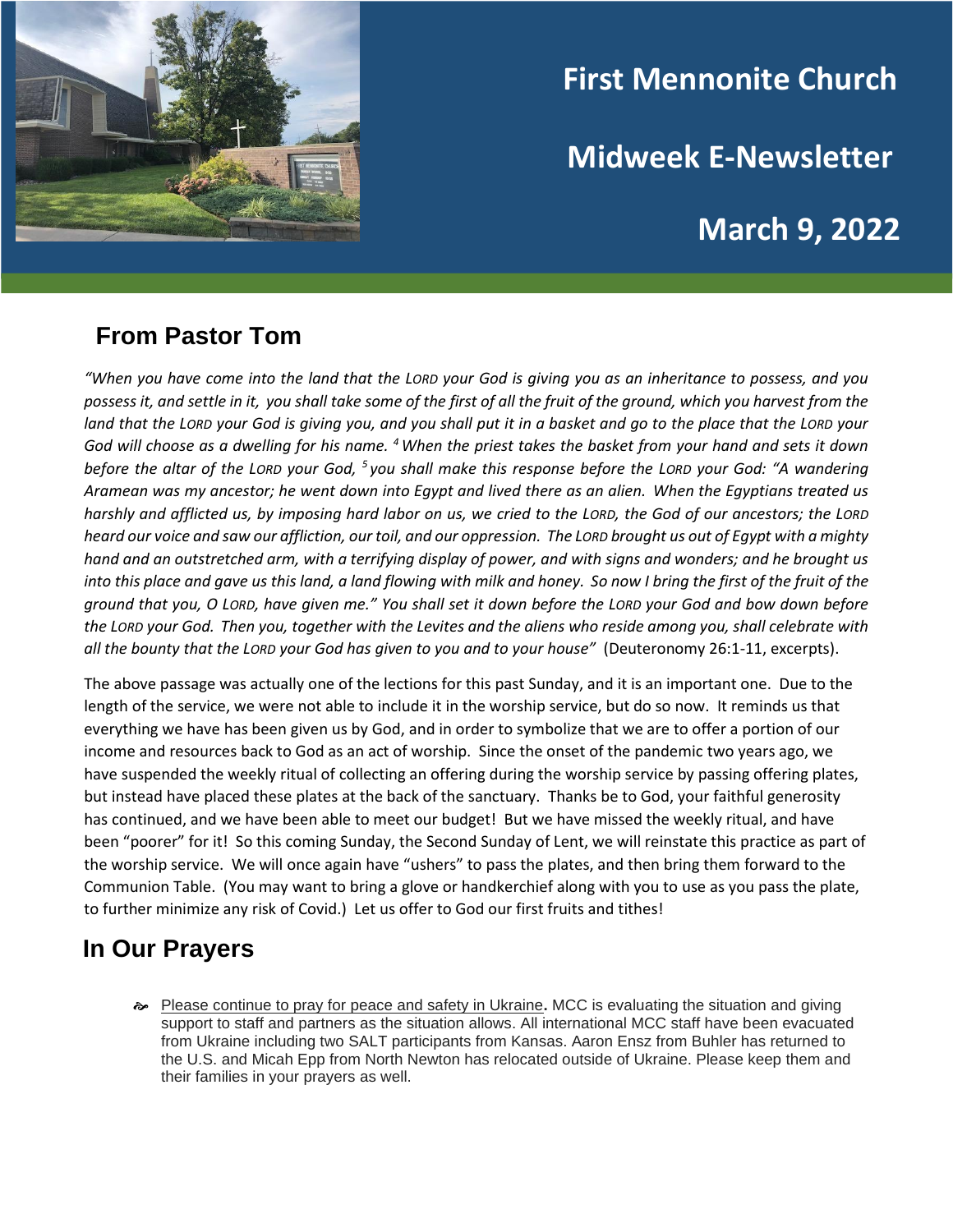# First Mennonite Church

# Midweek E-Newsletter

# March 9, 2022

## From Pastor Tom

*"When you have come into the land that the LORD your God is giving you as an inheritance to possess, and you possess it, and settle in it, you shall take some of the first of all the fruit of the ground, which you harvest from the land that the LORD your God is giving you, and you shall put it in a basket and go to the place that the LORD your God will choose as a dwelling for his name. [4] When the priest takes the basket from your hand and sets it down before the altar of the LORD your God, [5] you shall make this response before the LORD your God: "A wandering Aramean was my ancestor; he went down into Egypt and lived there as an alien. When the Egyptians treated us harshly and afflicted us, by imposing hard labor on us, we cried to the LORD, the God of our ancestors; the LORD heard our voice and saw our affliction, our toil, and our oppression. The LORD brought us out of Egypt with a mighty hand and an outstretched arm, with a terrifying display of power, and with signs and wonders; and he brought us into this place and gave us this land, a land flowing with milk and honey. So now I bring the first of the fruit of the ground that you, O LORD, have given me." You shall set it down before the LORD your God and bow down before the LORD your God. Then you, together with the Levites and the aliens who reside among you, shall celebrate with all the bounty that the LORD your God has given to you and to your house"* (Deuteronomy 26:1-11, excerpts).

The above passage was actually one of the lections for this past Sunday, and it is an important one. Due to the length of the service, we were not able to include it in the worship service, but do so now. It reminds us that everything we have has been given us by God, and in order to symbolize that we are to offer a portion of our income and resources back to God as an act of worship. Since the onset of the pandemic two years ago, we have suspended the weekly ritual of collecting an offering during the worship service by passing offering plates, but instead have placed these plates at the back of the sanctuary. Thanks be to God, your faithful generosity has continued, and we have been able to meet our budget! But we have missed the weekly ritual, and have been "poorer" for it! So this coming Sunday, the Second Sunday of Lent, we will reinstate this practice as part of the worship service. We will once again have "ushers" to pass the plates, and then bring them forward to the Communion Table. (You may want to bring a glove or handkerchief along with you to use as you pass the plate, to further minimize any risk of Covid.) Let us offer to God our first fruits and tithes!

## In Our Prayers

- Please continue to pray for peace and safety in Ukraine**.** MCC is evaluating the situation and giving support to staff and partners as the situation allows. All international MCC staff have been evacuated from Ukraine including two SALT participants from Kansas. Aaron Ensz from Buhler has returned to the U.S. and Micah Epp from North Newton has relocated outside of Ukraine. Please keep them and their families in your prayers as well.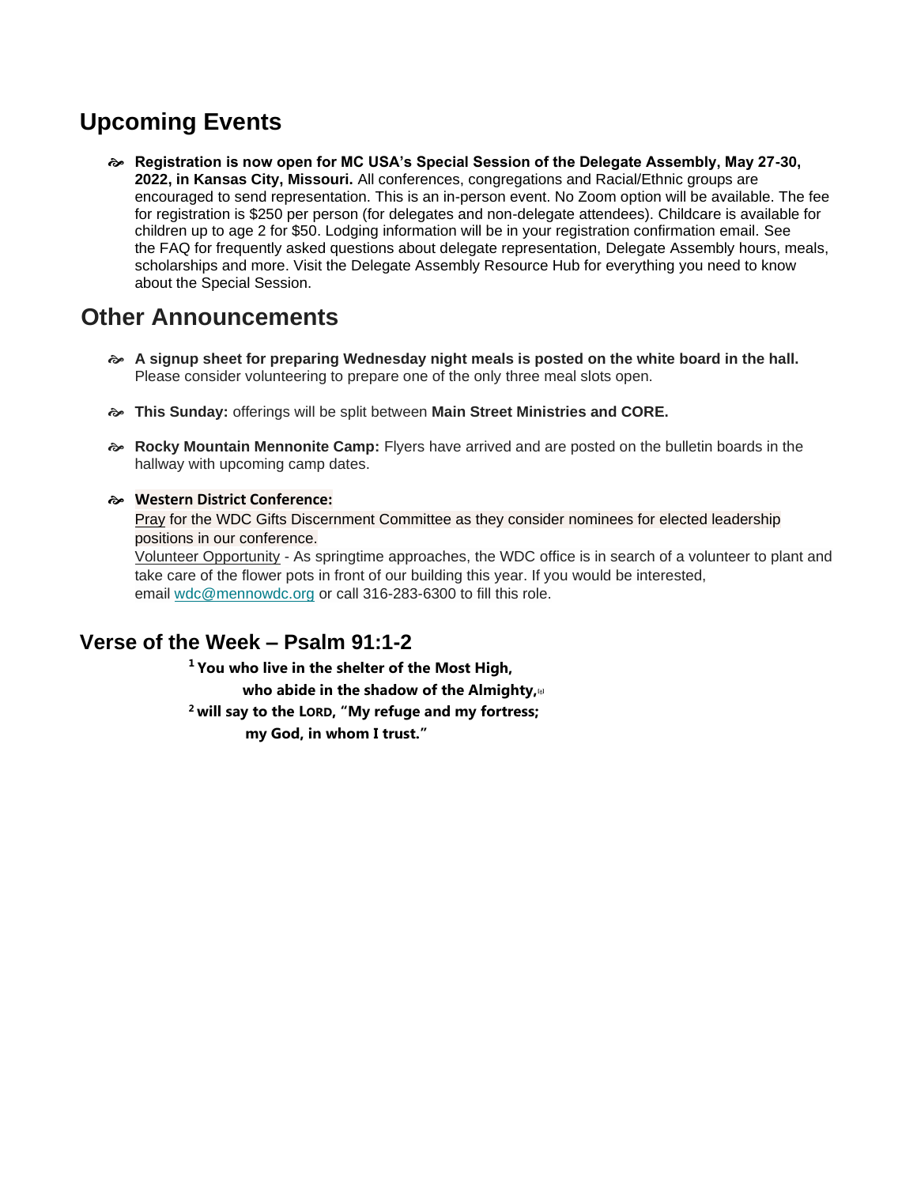## Upcoming Events

- **Registration is now open for MC USA's Special Session of the Delegate Assembly, May 27-30, 2022, in Kansas City, Missouri.** All conferences, congregations and Racial/Ethnic groups are encouraged to send representation. This is an in-person event. No Zoom option will be available. The fee for registration is $250 per person (for delegates and non-delegate attendees). Childcare is available for children up to age 2 for $50. Lodging information will be in your registration confirmation email. See the FAQ for frequently asked questions about delegate representation, Delegate Assembly hours, meals, scholarships and more. Visit the Delegate Assembly Resource Hub for everything you need to know about the Special Session.

## Other Announcements

- **A signup sheet for preparing Wednesday night meals is posted on the white board in the hall.** Please consider volunteering to prepare one of the only three meal slots open.

- **This Sunday:** offerings will be split between **Main Street Ministries and CORE.**

- **Rocky Mountain Mennonite Camp:** Flyers have arrived and are posted on the bulletin boards in the hallway with upcoming camp dates.

- **Western District Conference:**
  Pray for the WDC Gifts Discernment Committee as they consider nominees for elected leadership positions in our conference.
  Volunteer Opportunity - As springtime approaches, the WDC office is in search of a volunteer to plant and take care of the flower pots in front of our building this year. If you would be interested, email wdc@mennowdc.org or call 316-283-6300 to fill this role.

## Verse of the Week – Psalm 91:1-2

**[1] You who live in the shelter of the Most High,**
**who abide in the shadow of the Almighty,[a]**
**[2] will say to the LORD, "My refuge and my fortress;**
**my God, in whom I trust."**